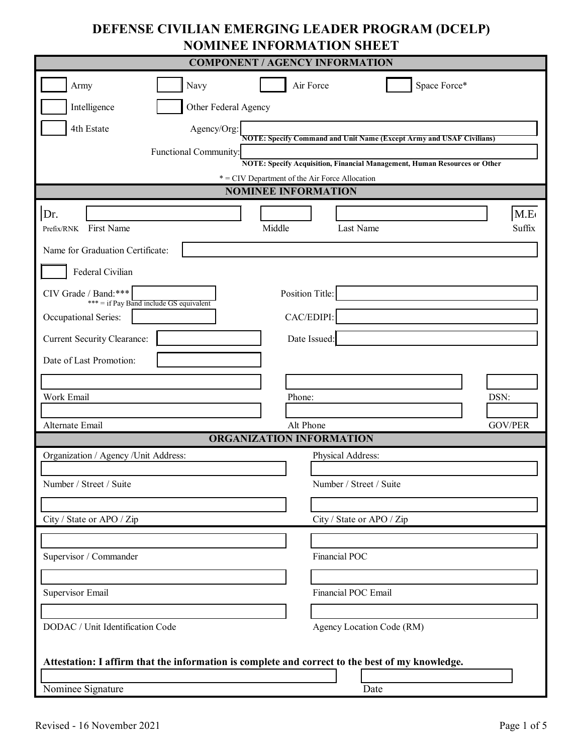# DEFENSE CIVILIAN EMERGING LEADER PROGRAM (DCELP)
# NOMINEE INFORMATION SHEET

## COMPONENT / AGENCY INFORMATION

☐ Army ☐ Navy ☐ Air Force ☐ Space Force*

☐ Intelligence ☐ Other Federal Agency

☐ 4th Estate

Agency/Org: ______

**NOTE: Specify Command and Unit Name (Except Army and USAF Civilians)**

Functional Community: ______

**NOTE: Specify Acquisition, Financial Management, Human Resources or Other**

* = CIV Department of the Air Force Allocation

## NOMINEE INFORMATION

| Dr. | | | | M.E |
|---|---|---|---|---|
| Prefix/RNK | First Name | Middle | Last Name | Suffix |

Name for Graduation Certificate: ______

☐ Federal Civilian

CIV Grade / Band:*** ______
*** = if Pay Band include GS equivalent

Position Title: ______

Occupational Series: ______

CAC/EDIPI: ______

Current Security Clearance: ______

Date Issued: ______

Date of Last Promotion: ______

| Work Email | Phone: | DSN: |
|---|---|---|
| Alternate Email | Alt Phone | GOV/PER |

## ORGANIZATION INFORMATION

| Organization / Agency /Unit Address: | Physical Address: |
|---|---|
| Number / Street / Suite | Number / Street / Suite |
| City / State or APO / Zip | City / State or APO / Zip |

| | |
|---|---|
| Supervisor / Commander | Financial POC |
| Supervisor Email | Financial POC Email |
| DODAC / Unit Identification Code | Agency Location Code (RM) |

**Attestation: I affirm that the information is complete and correct to the best of my knowledge.**

| Nominee Signature | Date |
|---|---|

Revised - 16 November 2021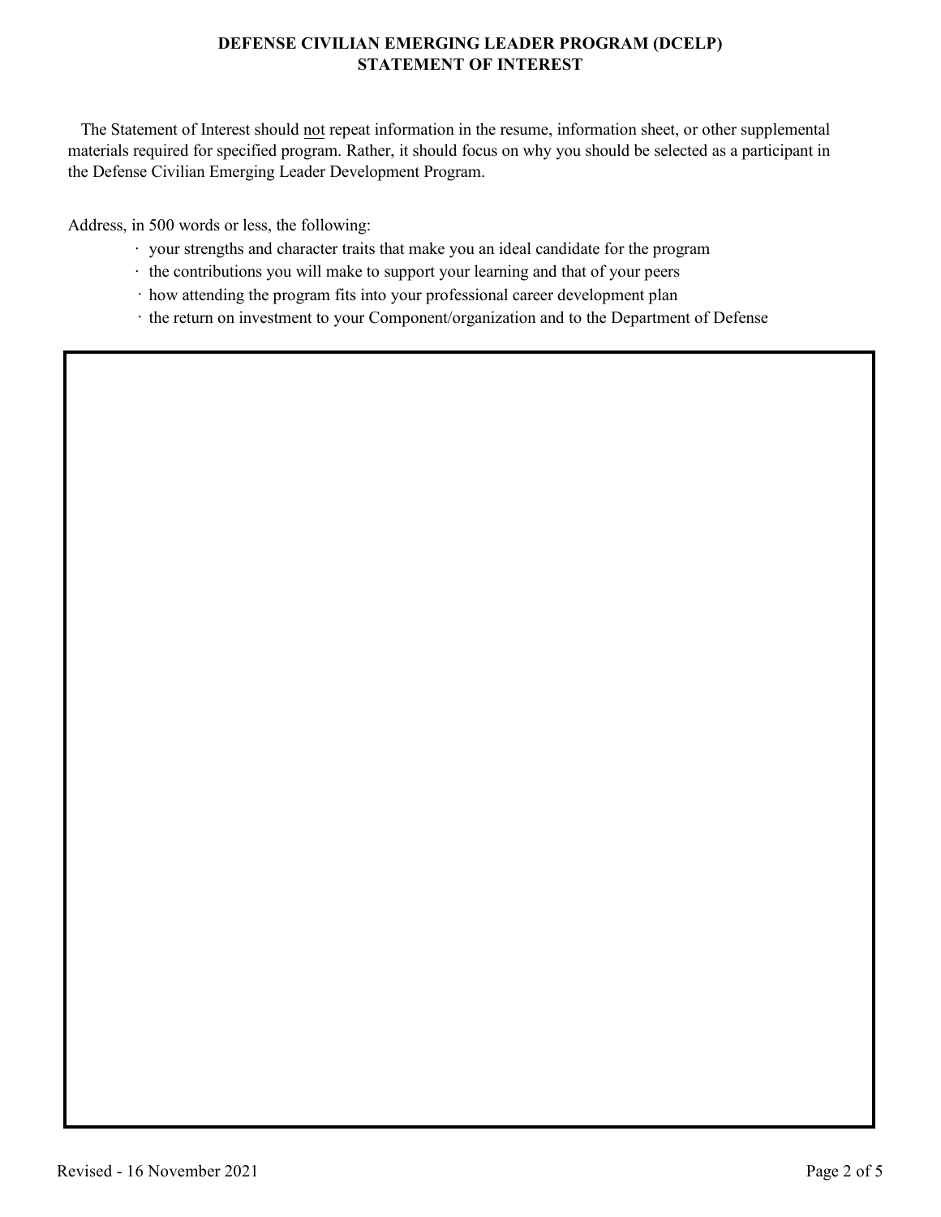**DEFENSE CIVILIAN EMERGING LEADER PROGRAM (DCELP)**
**STATEMENT OF INTEREST**

The Statement of Interest should <u>not</u> repeat information in the resume, information sheet, or other supplemental materials required for specified program. Rather, it should focus on why you should be selected as a participant in the Defense Civilian Emerging Leader Development Program.

Address, in 500 words or less, the following:

- your strengths and character traits that make you an ideal candidate for the program
- the contributions you will make to support your learning and that of your peers
- how attending the program fits into your professional career development plan
- the return on investment to your Component/organization and to the Department of Defense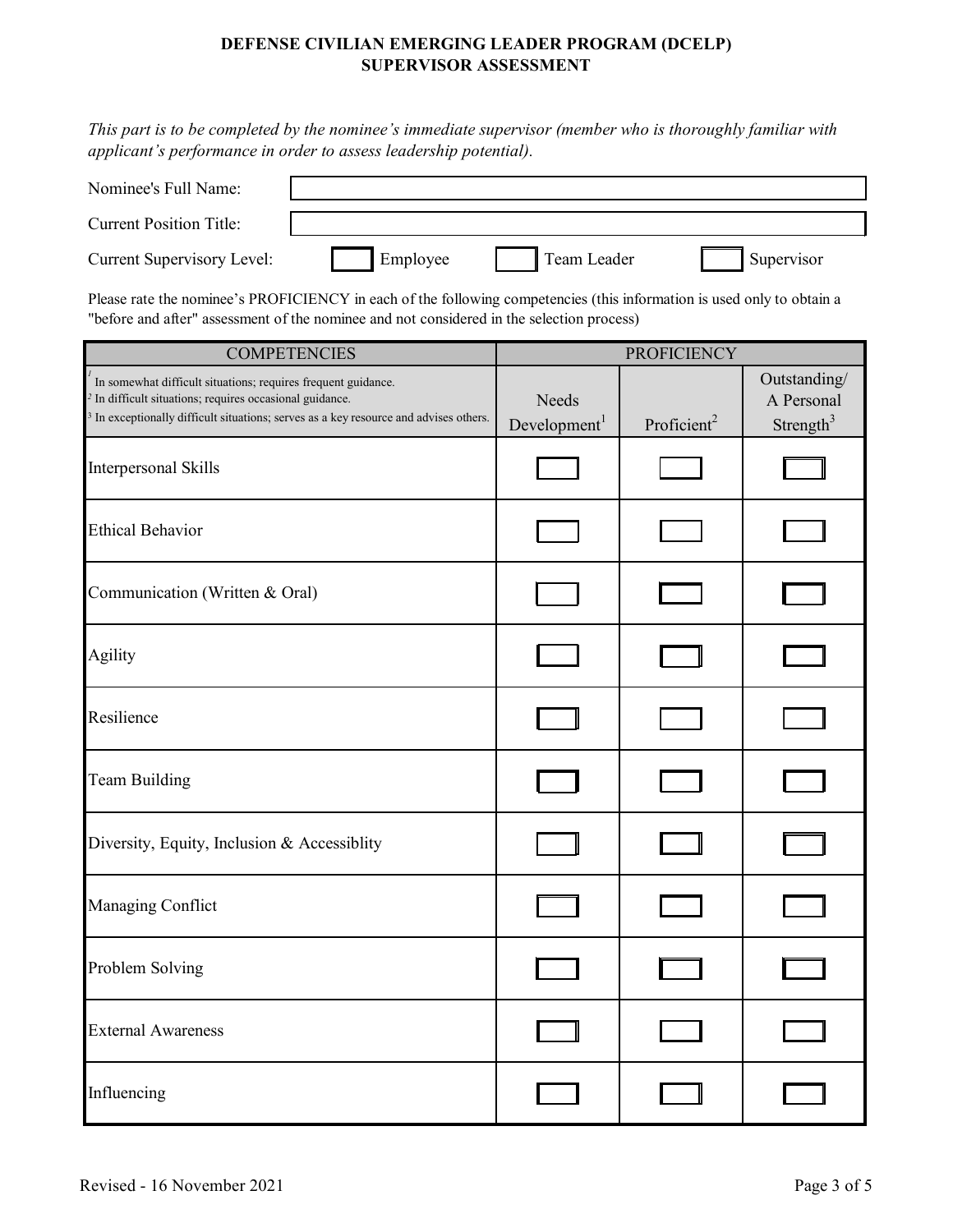# DEFENSE CIVILIAN EMERGING LEADER PROGRAM (DCELP)
## SUPERVISOR ASSESSMENT

*This part is to be completed by the nominee's immediate supervisor (member who is thoroughly familiar with applicant's performance in order to assess leadership potential).*

Nominee's Full Name: ______________________________

Current Position Title: ______________________________

Current Supervisory Level: ☐ Employee ☐ Team Leader ☐ Supervisor

Please rate the nominee's PROFICIENCY in each of the following competencies (this information is used only to obtain a "before and after" assessment of the nominee and not considered in the selection process)

| COMPETENCIES | PROFICIENCY | | |
|---|---|---|---|
| [1] In somewhat difficult situations; requires frequent guidance.<br>[2] In difficult situations; requires occasional guidance.<br>[3] In exceptionally difficult situations; serves as a key resource and advises others. | Needs Development[1] | Proficient[2] | Outstanding/ A Personal Strength[3] |
| Interpersonal Skills | ☐ | ☐ | ☐ |
| Ethical Behavior | ☐ | ☐ | ☐ |
| Communication (Written & Oral) | ☐ | ☐ | ☐ |
| Agility | ☐ | ☐ | ☐ |
| Resilience | ☐ | ☐ | ☐ |
| Team Building | ☐ | ☐ | ☐ |
| Diversity, Equity, Inclusion & Accessiblity | ☐ | ☐ | ☐ |
| Managing Conflict | ☐ | ☐ | ☐ |
| Problem Solving | ☐ | ☐ | ☐ |
| External Awareness | ☐ | ☐ | ☐ |
| Influencing | ☐ | ☐ | ☐ |

Revised - 16 November 2021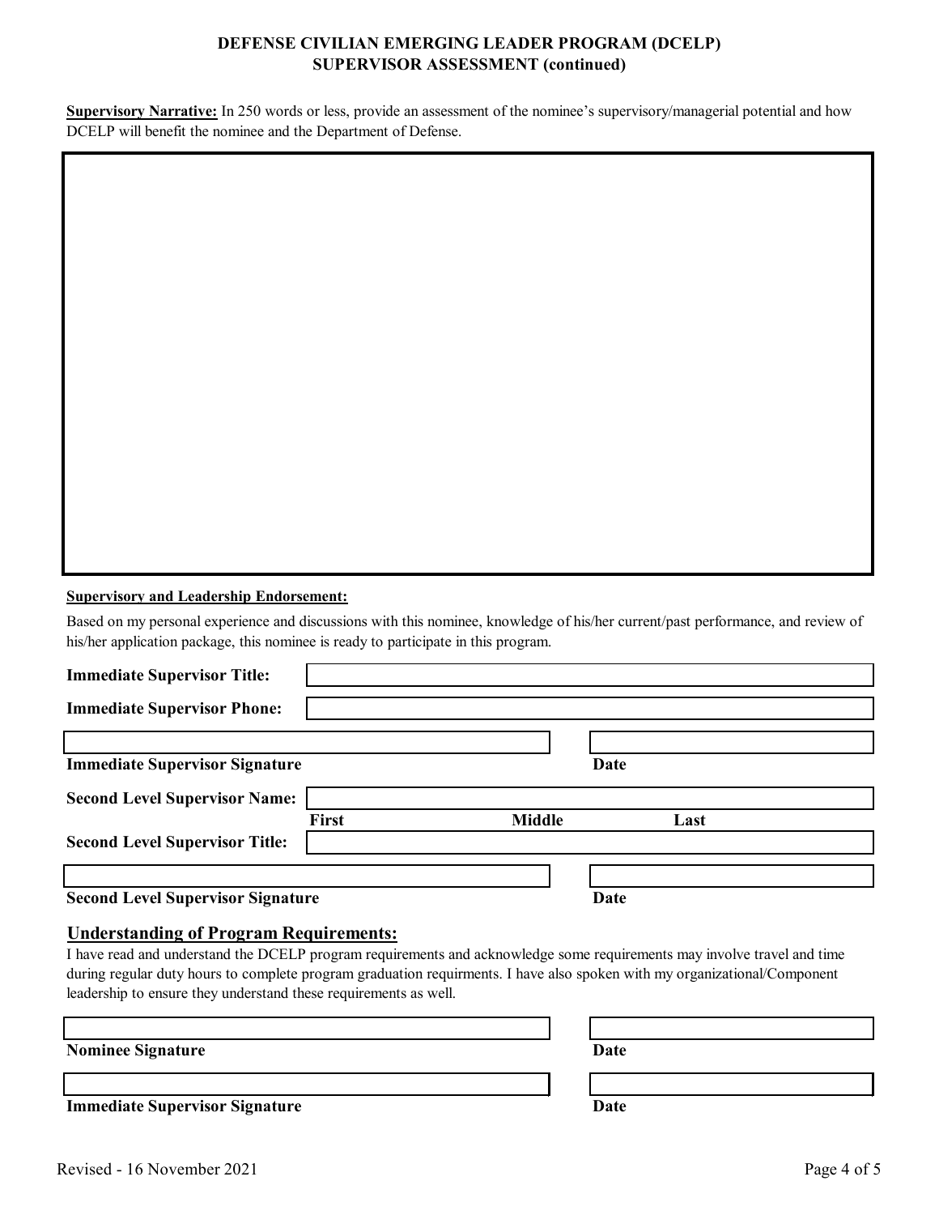**DEFENSE CIVILIAN EMERGING LEADER PROGRAM (DCELP)**
**SUPERVISOR ASSESSMENT (continued)**

**Supervisory Narrative:** In 250 words or less, provide an assessment of the nominee's supervisory/managerial potential and how DCELP will benefit the nominee and the Department of Defense.

**Supervisory and Leadership Endorsement:**

Based on my personal experience and discussions with this nominee, knowledge of his/her current/past performance, and review of his/her application package, this nominee is ready to participate in this program.

**Immediate Supervisor Title:**

**Immediate Supervisor Phone:**

**Immediate Supervisor Signature** **Date**

**Second Level Supervisor Name:**
**First** **Middle** **Last**

**Second Level Supervisor Title:**

**Second Level Supervisor Signature** **Date**

## Understanding of Program Requirements:

I have read and understand the DCELP program requirements and acknowledge some requirements may involve travel and time during regular duty hours to complete program graduation requirments. I have also spoken with my organizational/Component leadership to ensure they understand these requirements as well.

**Nominee Signature** **Date**

**Immediate Supervisor Signature** **Date**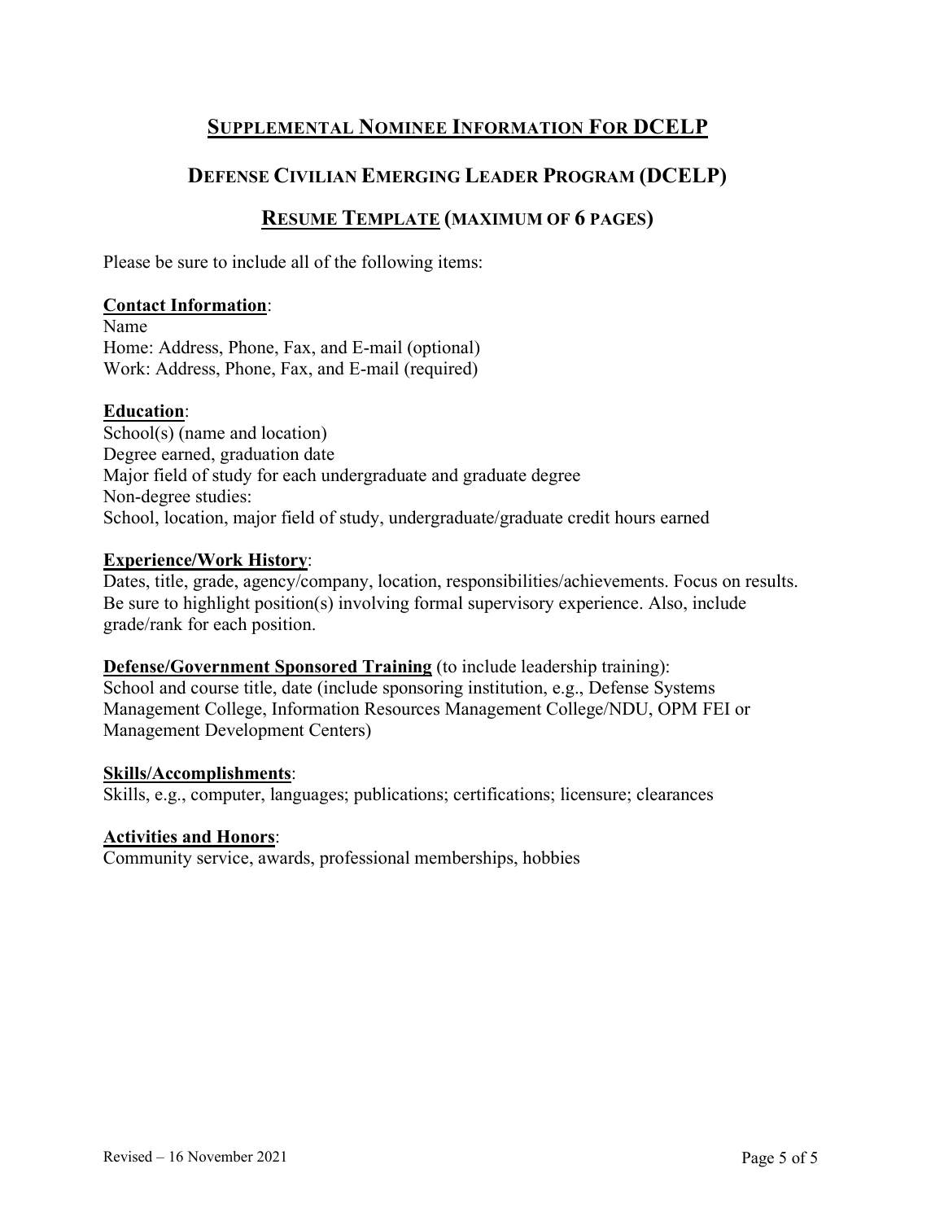## SUPPLEMENTAL NOMINEE INFORMATION FOR DCELP

## DEFENSE CIVILIAN EMERGING LEADER PROGRAM (DCELP)

## RESUME TEMPLATE (MAXIMUM OF 6 PAGES)

Please be sure to include all of the following items:

**Contact Information**:
Name
Home: Address, Phone, Fax, and E-mail (optional)
Work: Address, Phone, Fax, and E-mail (required)

**Education**:
School(s) (name and location)
Degree earned, graduation date
Major field of study for each undergraduate and graduate degree
Non-degree studies:
School, location, major field of study, undergraduate/graduate credit hours earned

**Experience/Work History**:
Dates, title, grade, agency/company, location, responsibilities/achievements. Focus on results. Be sure to highlight position(s) involving formal supervisory experience. Also, include grade/rank for each position.

**Defense/Government Sponsored Training** (to include leadership training):
School and course title, date (include sponsoring institution, e.g., Defense Systems Management College, Information Resources Management College/NDU, OPM FEI or Management Development Centers)

**Skills/Accomplishments**:
Skills, e.g., computer, languages; publications; certifications; licensure; clearances

**Activities and Honors**:
Community service, awards, professional memberships, hobbies

Revised – 16 November 2021